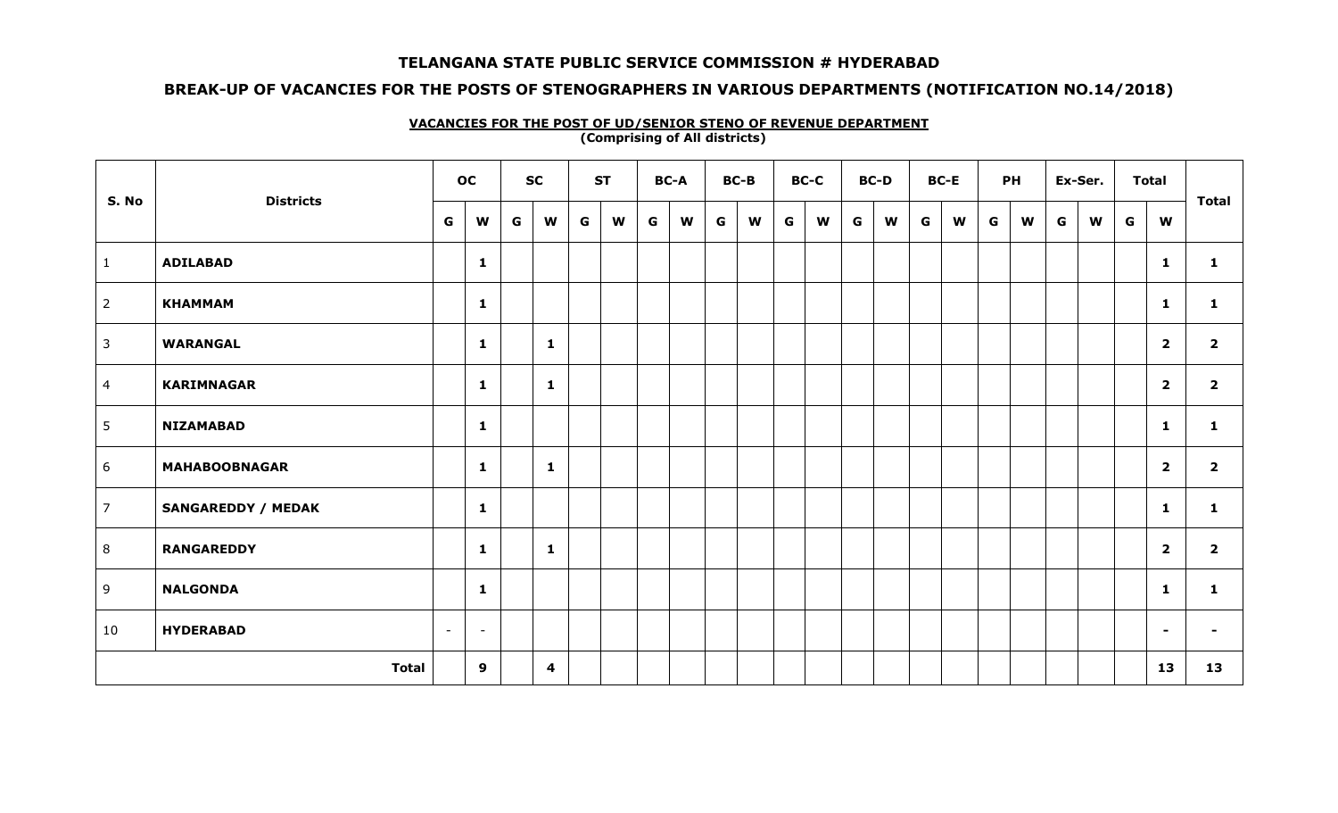# TELANGANA STATE PUBLIC SERVICE COMMISSION # HYDERABAD

## BREAK-UP OF VACANCIES FOR THE POSTS OF STENOGRAPHERS IN VARIOUS DEPARTMENTS (NOTIFICATION NO.14/2018)

**VACANCIES FOR THE POST OF UD/SENIOR STENO OF REVENUE DEPARTMENT**
**(Comprising of All districts)**

| S. No | Districts | OC | | SC | | ST | | BC-A | | BC-B | | BC-C | | BC-D | | BC-E | | PH | | Ex-Ser. | | Total | | Total |
|---|---|---|---|---|---|---|---|---|---|---|---|---|---|---|---|---|---|---|---|---|---|---|---|---|
| | | G | W | G | W | G | W | G | W | G | W | G | W | G | W | G | W | G | W | G | W | G | W | |
| 1 | **ADILABAD** | | 1 | | | | | | | | | | | | | | | | | | | | 1 | 1 |
| 2 | **KHAMMAM** | | 1 | | | | | | | | | | | | | | | | | | | | 1 | 1 |
| 3 | **WARANGAL** | | 1 | | 1 | | | | | | | | | | | | | | | | | | 2 | 2 |
| 4 | **KARIMNAGAR** | | 1 | | 1 | | | | | | | | | | | | | | | | | | 2 | 2 |
| 5 | **NIZAMABAD** | | 1 | | | | | | | | | | | | | | | | | | | | 1 | 1 |
| 6 | **MAHABOOBNAGAR** | | 1 | | 1 | | | | | | | | | | | | | | | | | | 2 | 2 |
| 7 | **SANGAREDDY / MEDAK** | | 1 | | | | | | | | | | | | | | | | | | | | 1 | 1 |
| 8 | **RANGAREDDY** | | 1 | | 1 | | | | | | | | | | | | | | | | | | 2 | 2 |
| 9 | **NALGONDA** | | 1 | | | | | | | | | | | | | | | | | | | | 1 | 1 |
| 10 | **HYDERABAD** | - | - | | | | | | | | | | | | | | | | | | | | - | - |
| | **Total** | | 9 | | 4 | | | | | | | | | | | | | | | | | | 13 | 13 |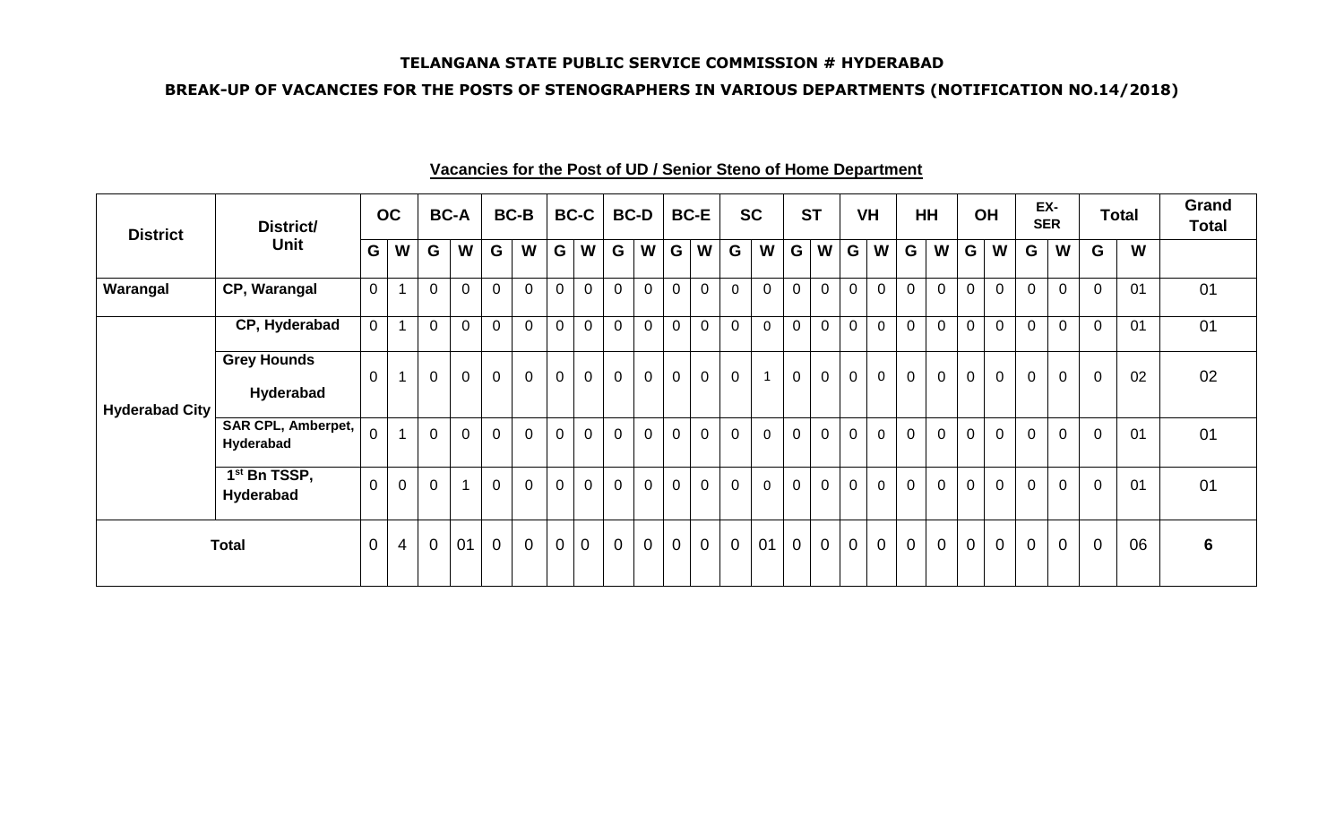**TELANGANA STATE PUBLIC SERVICE COMMISSION # HYDERABAD**

**BREAK-UP OF VACANCIES FOR THE POSTS OF STENOGRAPHERS IN VARIOUS DEPARTMENTS (NOTIFICATION NO.14/2018)**

**Vacancies for the Post of UD / Senior Steno of Home Department**

| District | District/ Unit | OC | | BC-A | | BC-B | | BC-C | | BC-D | | BC-E | | SC | | ST | | VH | | HH | | OH | | EX-SER | | Total | | Grand Total |
|---|---|---|---|---|---|---|---|---|---|---|---|---|---|---|---|---|---|---|---|---|---|---|---|---|---|---|---|---|
| | | G | W | G | W | G | W | G | W | G | W | G | W | G | W | G | W | G | W | G | W | G | W | G | W | G | W | |
| Warangal | CP, Warangal | 0 | 1 | 0 | 0 | 0 | 0 | 0 | 0 | 0 | 0 | 0 | 0 | 0 | 0 | 0 | 0 | 0 | 0 | 0 | 0 | 0 | 0 | 0 | 0 | 0 | 01 | 01 |
| Hyderabad City | CP, Hyderabad | 0 | 1 | 0 | 0 | 0 | 0 | 0 | 0 | 0 | 0 | 0 | 0 | 0 | 0 | 0 | 0 | 0 | 0 | 0 | 0 | 0 | 0 | 0 | 0 | 0 | 01 | 01 |
| | Grey Hounds Hyderabad | 0 | 1 | 0 | 0 | 0 | 0 | 0 | 0 | 0 | 0 | 0 | 0 | 0 | 1 | 0 | 0 | 0 | 0 | 0 | 0 | 0 | 0 | 0 | 0 | 0 | 02 | 02 |
| | SAR CPL, Amberpet, Hyderabad | 0 | 1 | 0 | 0 | 0 | 0 | 0 | 0 | 0 | 0 | 0 | 0 | 0 | 0 | 0 | 0 | 0 | 0 | 0 | 0 | 0 | 0 | 0 | 0 | 0 | 01 | 01 |
| | 1st Bn TSSP, Hyderabad | 0 | 0 | 0 | 1 | 0 | 0 | 0 | 0 | 0 | 0 | 0 | 0 | 0 | 0 | 0 | 0 | 0 | 0 | 0 | 0 | 0 | 0 | 0 | 0 | 0 | 01 | 01 |
| **Total** | | 0 | 4 | 0 | 01 | 0 | 0 | 0 | 0 | 0 | 0 | 0 | 0 | 0 | 01 | 0 | 0 | 0 | 0 | 0 | 0 | 0 | 0 | 0 | 0 | 0 | 06 | **6** |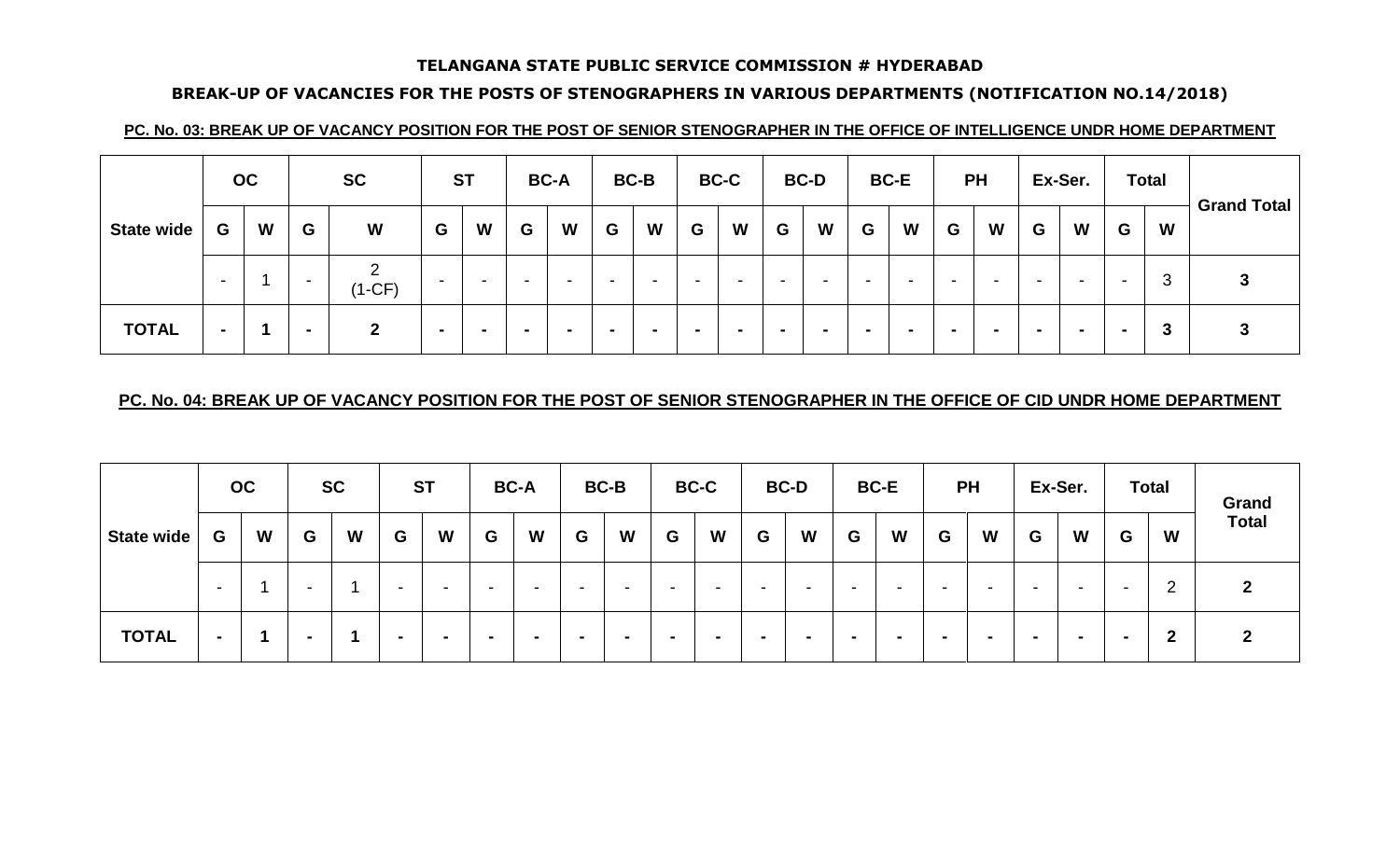**TELANGANA STATE PUBLIC SERVICE COMMISSION # HYDERABAD**

**BREAK-UP OF VACANCIES FOR THE POSTS OF STENOGRAPHERS IN VARIOUS DEPARTMENTS (NOTIFICATION NO.14/2018)**

**PC. No. 03: BREAK UP OF VACANCY POSITION FOR THE POST OF SENIOR STENOGRAPHER IN THE OFFICE OF INTELLIGENCE UNDR HOME DEPARTMENT**

| | OC | | SC | | ST | | BC-A | | BC-B | | BC-C | | BC-D | | BC-E | | PH | | Ex-Ser. | | Total | | Grand Total |
|---|---|---|---|---|---|---|---|---|---|---|---|---|---|---|---|---|---|---|---|---|---|---|---|
| State wide | G | W | G | W | G | W | G | W | G | W | G | W | G | W | G | W | G | W | G | W | G | W | |
| | - | 1 | - | 2 (1-CF) | - | - | - | - | - | - | - | - | - | - | - | - | - | - | - | - | - | 3 | 3 |
| TOTAL | - | 1 | - | 2 | - | - | - | - | - | - | - | - | - | - | - | - | - | - | - | - | - | 3 | 3 |

**PC. No. 04: BREAK UP OF VACANCY POSITION FOR THE POST OF SENIOR STENOGRAPHER IN THE OFFICE OF CID UNDR HOME DEPARTMENT**

| | OC | | SC | | ST | | BC-A | | BC-B | | BC-C | | BC-D | | BC-E | | PH | | Ex-Ser. | | Total | | Grand Total |
|---|---|---|---|---|---|---|---|---|---|---|---|---|---|---|---|---|---|---|---|---|---|---|---|
| State wide | G | W | G | W | G | W | G | W | G | W | G | W | G | W | G | W | G | W | G | W | G | W | |
| | - | 1 | - | 1 | - | - | - | - | - | - | - | - | - | - | - | - | - | - | - | - | - | 2 | 2 |
| TOTAL | - | 1 | - | 1 | - | - | - | - | - | - | - | - | - | - | - | - | - | - | - | - | - | 2 | 2 |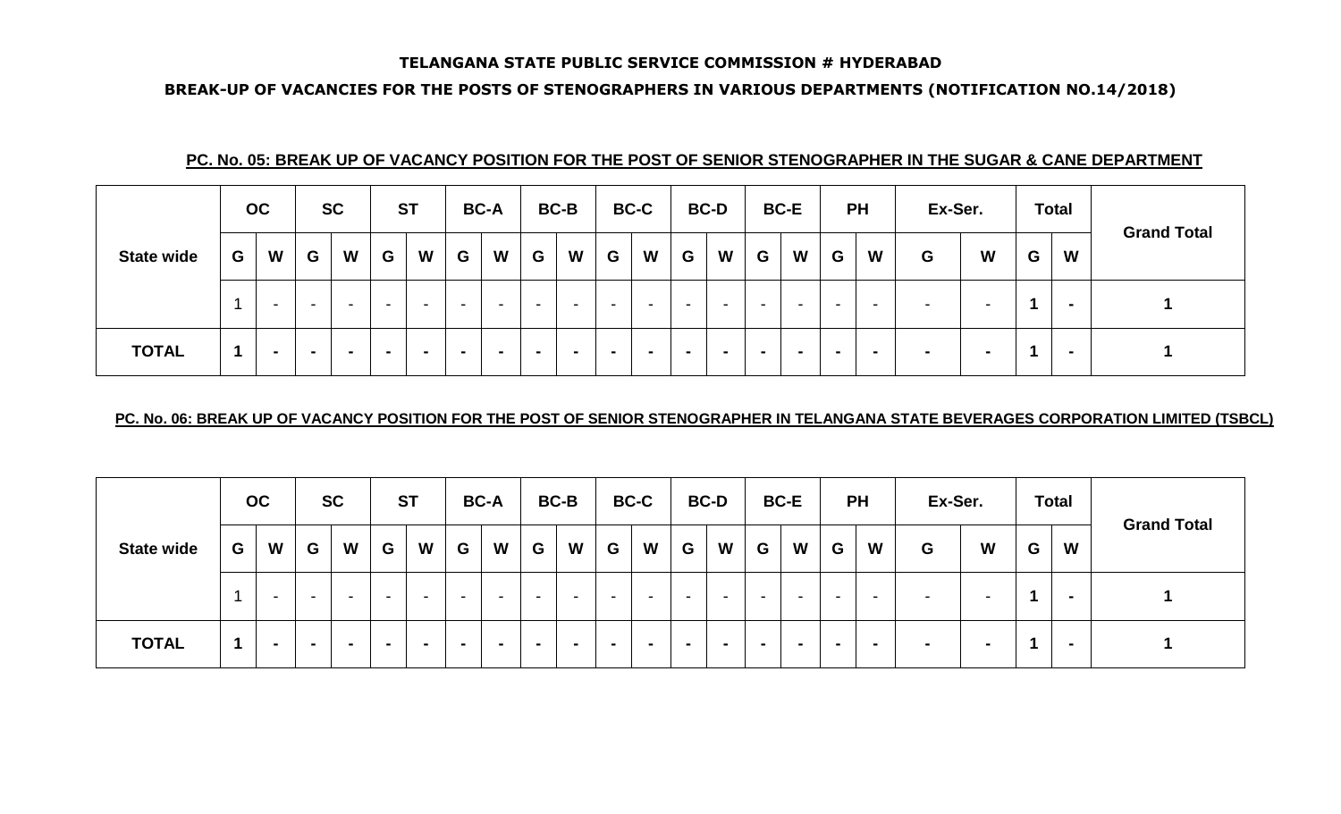**TELANGANA STATE PUBLIC SERVICE COMMISSION # HYDERABAD**

**BREAK-UP OF VACANCIES FOR THE POSTS OF STENOGRAPHERS IN VARIOUS DEPARTMENTS (NOTIFICATION NO.14/2018)**

**PC. No. 05: BREAK UP OF VACANCY POSITION FOR THE POST OF SENIOR STENOGRAPHER IN THE SUGAR & CANE DEPARTMENT**

| | OC | | SC | | ST | | BC-A | | BC-B | | BC-C | | BC-D | | BC-E | | PH | | Ex-Ser. | | Total | | Grand Total |
|---|---|---|---|---|---|---|---|---|---|---|---|---|---|---|---|---|---|---|---|---|---|---|---|
| State wide | G | W | G | W | G | W | G | W | G | W | G | W | G | W | G | W | G | W | G | W | G | W | |
| | 1 | - | - | - | - | - | - | - | - | - | - | - | - | - | - | - | - | - | - | - | **1** | **-** | **1** |
| **TOTAL** | **1** | **-** | **-** | **-** | **-** | **-** | **-** | **-** | **-** | **-** | **-** | **-** | **-** | **-** | **-** | **-** | **-** | **-** | **-** | **-** | **1** | **-** | **1** |

**PC. No. 06: BREAK UP OF VACANCY POSITION FOR THE POST OF SENIOR STENOGRAPHER IN TELANGANA STATE BEVERAGES CORPORATION LIMITED (TSBCL)**

| | OC | | SC | | ST | | BC-A | | BC-B | | BC-C | | BC-D | | BC-E | | PH | | Ex-Ser. | | Total | | Grand Total |
|---|---|---|---|---|---|---|---|---|---|---|---|---|---|---|---|---|---|---|---|---|---|---|---|
| State wide | G | W | G | W | G | W | G | W | G | W | G | W | G | W | G | W | G | W | G | W | G | W | |
| | 1 | - | - | - | - | - | - | - | - | - | - | - | - | - | - | - | - | - | - | - | **1** | **-** | **1** |
| **TOTAL** | **1** | **-** | **-** | **-** | **-** | **-** | **-** | **-** | **-** | **-** | **-** | **-** | **-** | **-** | **-** | **-** | **-** | **-** | **-** | **-** | **1** | **-** | **1** |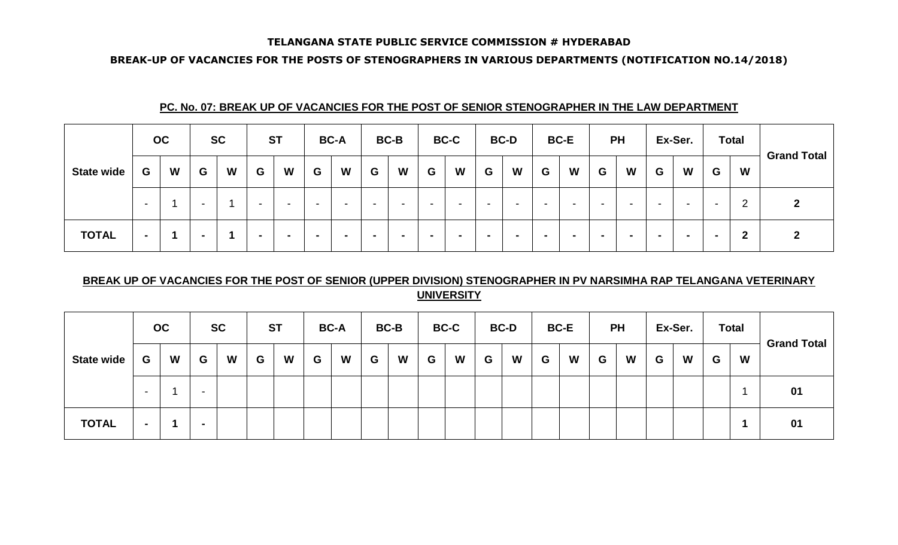**TELANGANA STATE PUBLIC SERVICE COMMISSION # HYDERABAD**

**BREAK-UP OF VACANCIES FOR THE POSTS OF STENOGRAPHERS IN VARIOUS DEPARTMENTS (NOTIFICATION NO.14/2018)**

**PC. No. 07: BREAK UP OF VACANCIES FOR THE POST OF SENIOR STENOGRAPHER IN THE LAW DEPARTMENT**

| | OC | | SC | | ST | | BC-A | | BC-B | | BC-C | | BC-D | | BC-E | | PH | | Ex-Ser. | | Total | | Grand Total |
|---|---|---|---|---|---|---|---|---|---|---|---|---|---|---|---|---|---|---|---|---|---|---|---|
| State wide | G | W | G | W | G | W | G | W | G | W | G | W | G | W | G | W | G | W | G | W | G | W | |
| | - | 1 | - | 1 | - | - | - | - | - | - | - | - | - | - | - | - | - | - | - | - | - | 2 | **2** |
| **TOTAL** | **-** | **1** | **-** | **1** | **-** | **-** | **-** | **-** | **-** | **-** | **-** | **-** | **-** | **-** | **-** | **-** | **-** | **-** | **-** | **-** | **-** | **2** | **2** |

**BREAK UP OF VACANCIES FOR THE POST OF SENIOR (UPPER DIVISION) STENOGRAPHER IN PV NARSIMHA RAP TELANGANA VETERINARY UNIVERSITY**

| | OC | | SC | | ST | | BC-A | | BC-B | | BC-C | | BC-D | | BC-E | | PH | | Ex-Ser. | | Total | | Grand Total |
|---|---|---|---|---|---|---|---|---|---|---|---|---|---|---|---|---|---|---|---|---|---|---|---|
| State wide | G | W | G | W | G | W | G | W | G | W | G | W | G | W | G | W | G | W | G | W | G | W | |
| | - | 1 | - | | | | | | | | | | | | | | | | | | | 1 | **01** |
| **TOTAL** | **-** | **1** | **-** | | | | | | | | | | | | | | | | | | | **1** | **01** |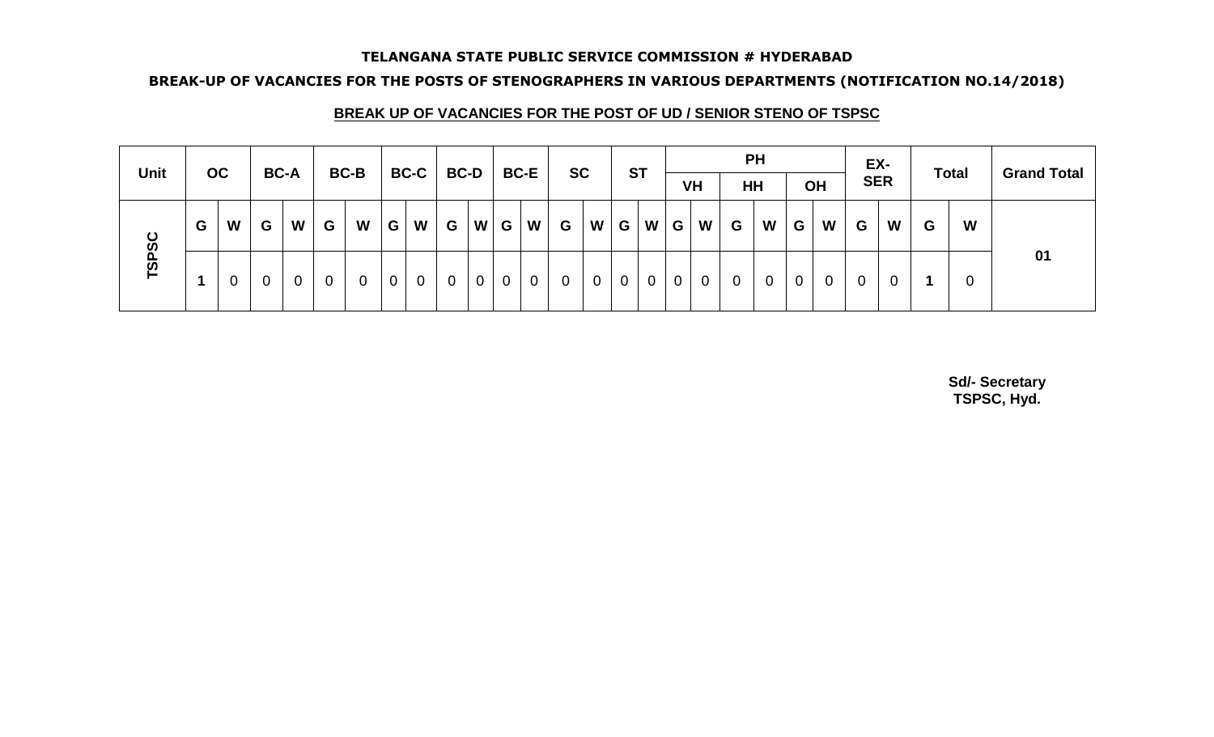**TELANGANA STATE PUBLIC SERVICE COMMISSION # HYDERABAD**

**BREAK-UP OF VACANCIES FOR THE POSTS OF STENOGRAPHERS IN VARIOUS DEPARTMENTS (NOTIFICATION NO.14/2018)**

**BREAK UP OF VACANCIES FOR THE POST OF UD / SENIOR STENO OF TSPSC**

| Unit | OC | | BC-A | | BC-B | | BC-C | | BC-D | | BC-E | | SC | | ST | | PH | | | | | | EX-SER | | Total | | Grand Total |
|---|---|---|---|---|---|---|---|---|---|---|---|---|---|---|---|---|---|---|---|---|---|---|---|---|---|---|---|
| | | | | | | | | | | | | | | | | | VH | | HH | | OH | | | | | | |
| | G | W | G | W | G | W | G | W | G | W | G | W | G | W | G | W | G | W | G | W | G | W | G | W | G | W | |
| TSPSC | 1 | 0 | 0 | 0 | 0 | 0 | 0 | 0 | 0 | 0 | 0 | 0 | 0 | 0 | 0 | 0 | 0 | 0 | 0 | 0 | 0 | 0 | 0 | 0 | 1 | 0 | 01 |

**Sd/- Secretary**
**TSPSC, Hyd.**